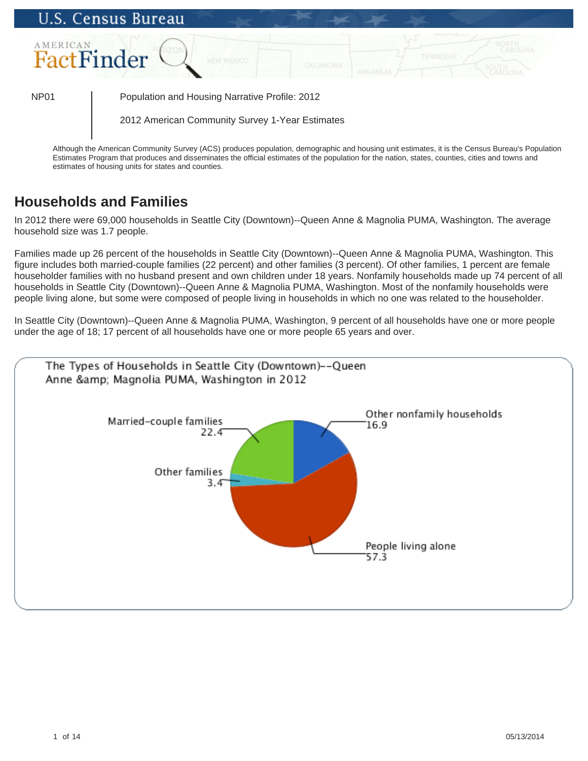NP01 | Population and Housing Narrative Profile: 2012

2012 American Community Survey 1-Year Estimates

Although the American Community Survey (ACS) produces population, demographic and housing unit estimates, it is the Census Bureau's Population Estimates Program that produces and disseminates the official estimates of the population for the nation, states, counties, cities and towns and estimates of housing units for states and counties.

## Households and Families

In 2012 there were 69,000 households in Seattle City (Downtown)--Queen Anne & Magnolia PUMA, Washington. The average household size was 1.7 people.

Families made up 26 percent of the households in Seattle City (Downtown)--Queen Anne & Magnolia PUMA, Washington. This figure includes both married-couple families (22 percent) and other families (3 percent). Of other families, 1 percent are female householder families with no husband present and own children under 18 years. Nonfamily households made up 74 percent of all households in Seattle City (Downtown)--Queen Anne & Magnolia PUMA, Washington. Most of the nonfamily households were people living alone, but some were composed of people living in households in which no one was related to the householder.

In Seattle City (Downtown)--Queen Anne & Magnolia PUMA, Washington, 9 percent of all households have one or more people under the age of 18; 17 percent of all households have one or more people 65 years and over.

The Types of Households in Seattle City (Downtown)--Queen Anne &amp; Magnolia PUMA, Washington in 2012

| Household type | Percent |
| --- | --- |
| Married-couple families | 22.4 |
| Other families | 3.4 |
| People living alone | 57.3 |
| Other nonfamily households | 16.9 |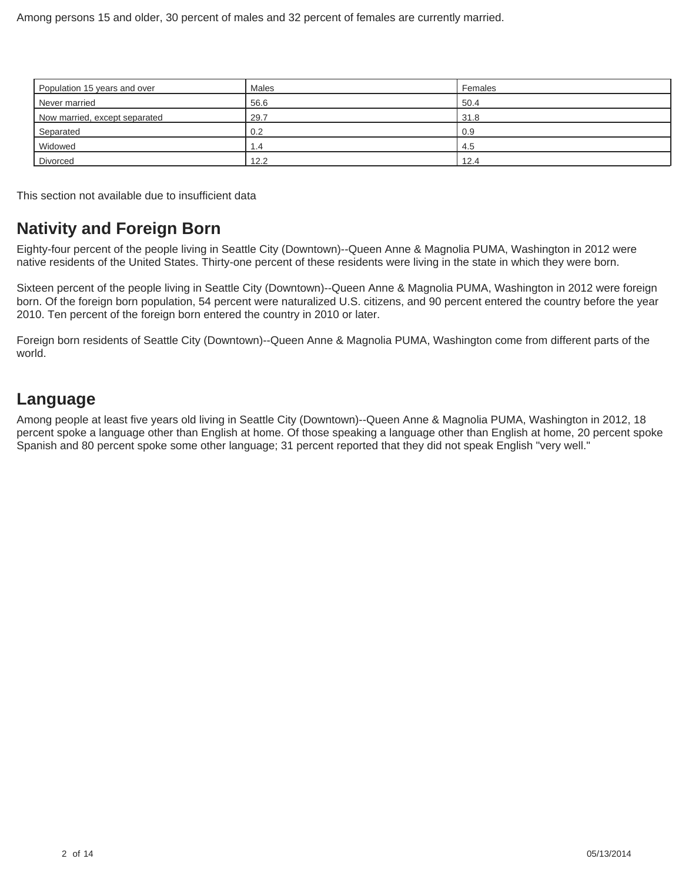Among persons 15 and older, 30 percent of males and 32 percent of females are currently married.

| Population 15 years and over | Males | Females |
| --- | --- | --- |
| Never married | 56.6 | 50.4 |
| Now married, except separated | 29.7 | 31.8 |
| Separated | 0.2 | 0.9 |
| Widowed | 1.4 | 4.5 |
| Divorced | 12.2 | 12.4 |

This section not available due to insufficient data

## Nativity and Foreign Born

Eighty-four percent of the people living in Seattle City (Downtown)--Queen Anne & Magnolia PUMA, Washington in 2012 were native residents of the United States. Thirty-one percent of these residents were living in the state in which they were born.

Sixteen percent of the people living in Seattle City (Downtown)--Queen Anne & Magnolia PUMA, Washington in 2012 were foreign born. Of the foreign born population, 54 percent were naturalized U.S. citizens, and 90 percent entered the country before the year 2010. Ten percent of the foreign born entered the country in 2010 or later.

Foreign born residents of Seattle City (Downtown)--Queen Anne & Magnolia PUMA, Washington come from different parts of the world.

## Language

Among people at least five years old living in Seattle City (Downtown)--Queen Anne & Magnolia PUMA, Washington in 2012, 18 percent spoke a language other than English at home. Of those speaking a language other than English at home, 20 percent spoke Spanish and 80 percent spoke some other language; 31 percent reported that they did not speak English "very well."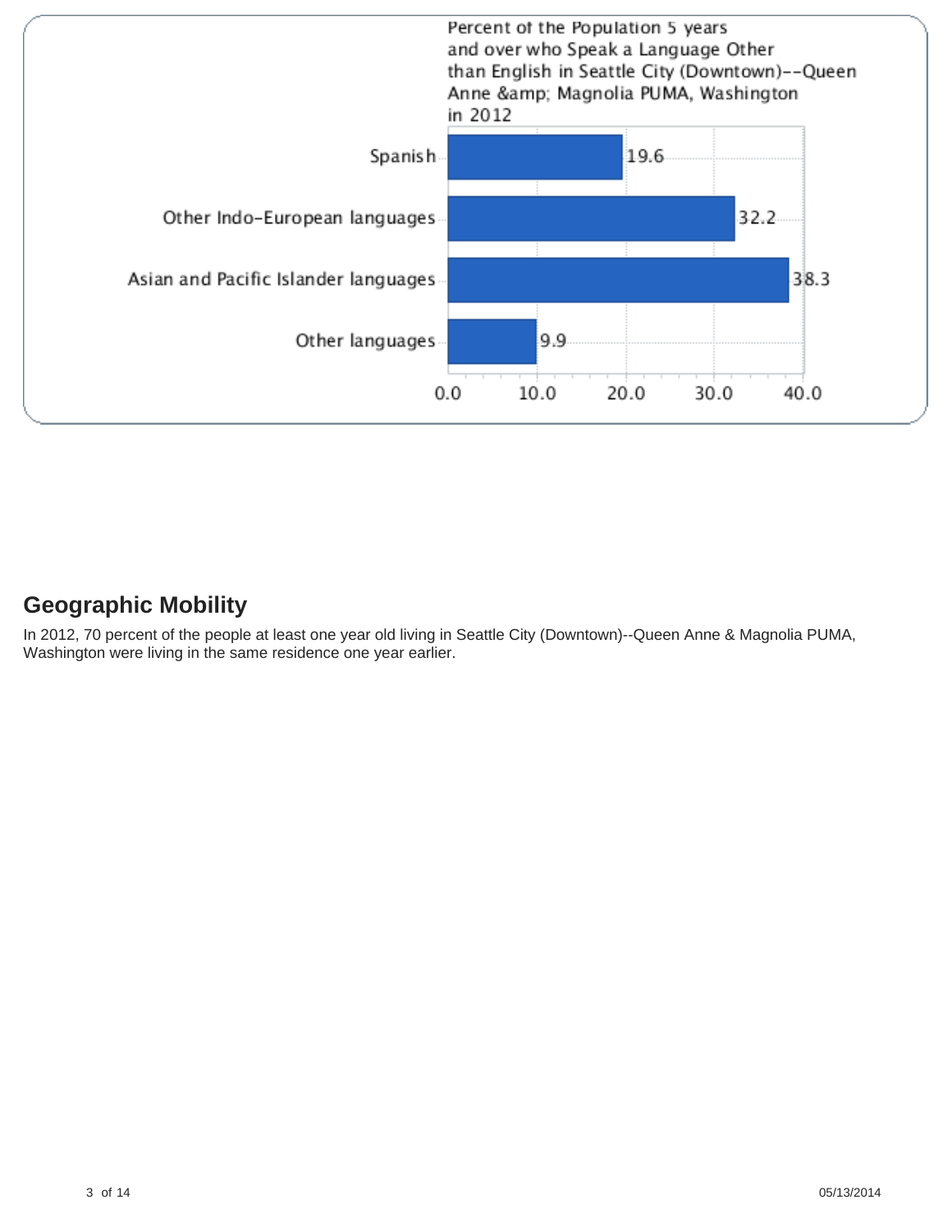Percent of the Population 5 years and over who Speak a Language Other than English in Seattle City (Downtown)--Queen Anne &amp; Magnolia PUMA, Washington in 2012

| Language | Percent |
| --- | --- |
| Spanish | 19.6 |
| Other Indo-European languages | 32.2 |
| Asian and Pacific Islander languages | 38.3 |
| Other languages | 9.9 |

## Geographic Mobility

In 2012, 70 percent of the people at least one year old living in Seattle City (Downtown)--Queen Anne & Magnolia PUMA, Washington were living in the same residence one year earlier.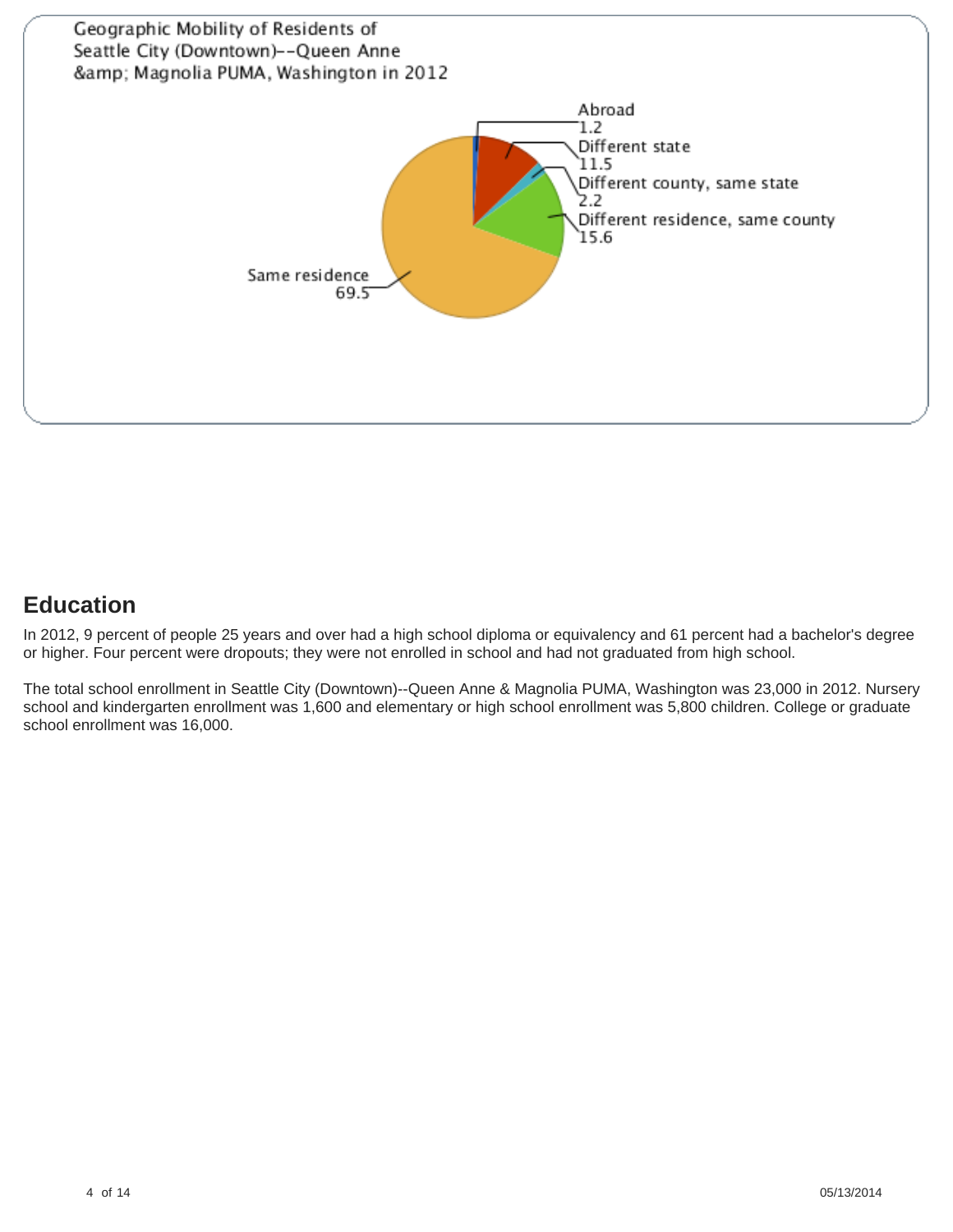Geographic Mobility of Residents of Seattle City (Downtown)--Queen Anne &amp; Magnolia PUMA, Washington in 2012

| Category | Percent |
| --- | --- |
| Abroad | 1.2 |
| Different state | 11.5 |
| Different county, same state | 2.2 |
| Different residence, same county | 15.6 |
| Same residence | 69.5 |

## Education

In 2012, 9 percent of people 25 years and over had a high school diploma or equivalency and 61 percent had a bachelor's degree or higher. Four percent were dropouts; they were not enrolled in school and had not graduated from high school.

The total school enrollment in Seattle City (Downtown)--Queen Anne & Magnolia PUMA, Washington was 23,000 in 2012. Nursery school and kindergarten enrollment was 1,600 and elementary or high school enrollment was 5,800 children. College or graduate school enrollment was 16,000.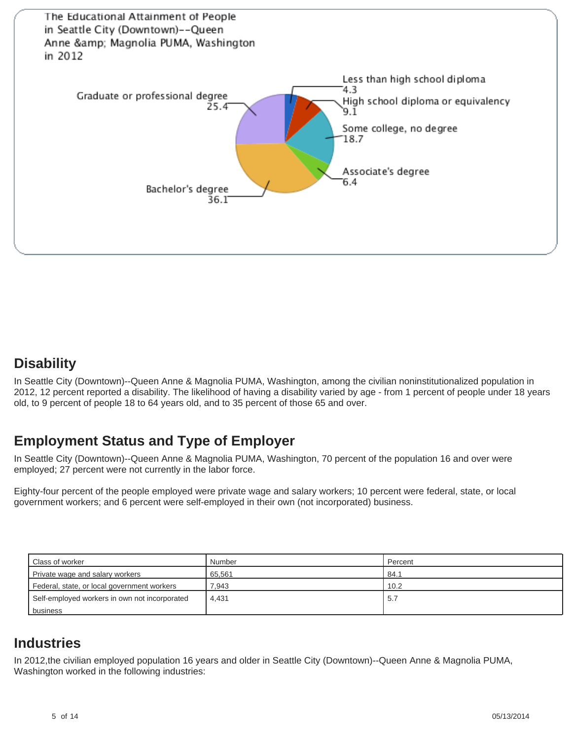The Educational Attainment of People in Seattle City (Downtown)--Queen Anne &amp; Magnolia PUMA, Washington in 2012

- Less than high school diploma 4.3
- High school diploma or equivalency 9.1
- Some college, no degree 18.7
- Associate's degree 6.4
- Bachelor's degree 36.1
- Graduate or professional degree 25.4

## Disability

In Seattle City (Downtown)--Queen Anne & Magnolia PUMA, Washington, among the civilian noninstitutionalized population in 2012, 12 percent reported a disability. The likelihood of having a disability varied by age - from 1 percent of people under 18 years old, to 9 percent of people 18 to 64 years old, and to 35 percent of those 65 and over.

## Employment Status and Type of Employer

In Seattle City (Downtown)--Queen Anne & Magnolia PUMA, Washington, 70 percent of the population 16 and over were employed; 27 percent were not currently in the labor force.

Eighty-four percent of the people employed were private wage and salary workers; 10 percent were federal, state, or local government workers; and 6 percent were self-employed in their own (not incorporated) business.

| Class of worker | Number | Percent |
|---|---|---|
| Private wage and salary workers | 65,561 | 84.1 |
| Federal, state, or local government workers | 7,943 | 10.2 |
| Self-employed workers in own not incorporated business | 4,431 | 5.7 |

## Industries

In 2012,the civilian employed population 16 years and older in Seattle City (Downtown)--Queen Anne & Magnolia PUMA, Washington worked in the following industries: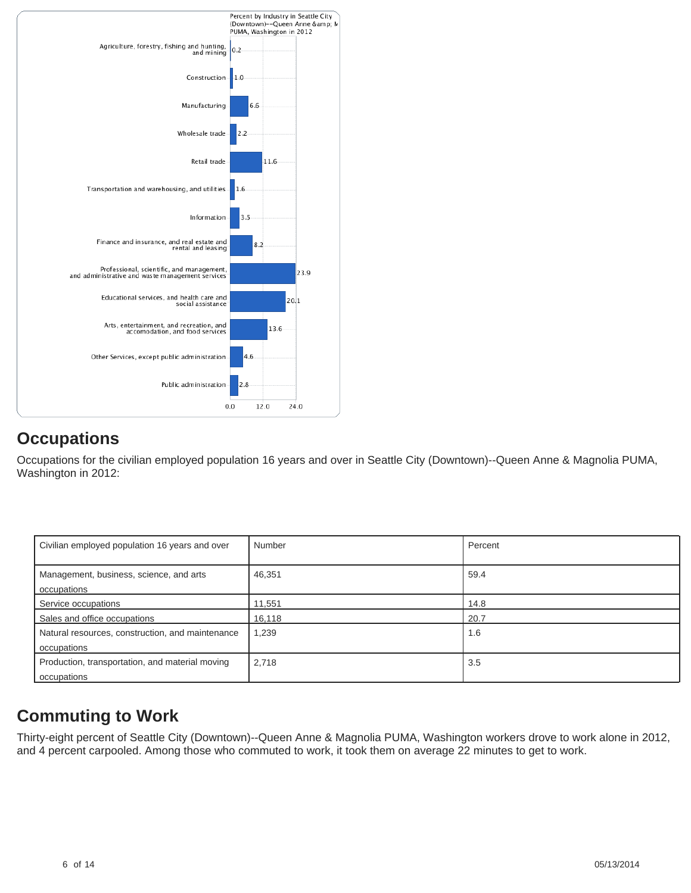Percent by Industry in Seattle City (Downtown)--Queen Anne &amp; Magnolia PUMA, Washington in 2012

| Industry | Percent |
| --- | --- |
| Agriculture, forestry, fishing and hunting, and mining | 0.2 |
| Construction | 1.0 |
| Manufacturing | 6.6 |
| Wholesale trade | 2.2 |
| Retail trade | 11.6 |
| Transportation and warehousing, and utilities | 1.6 |
| Information | 3.5 |
| Finance and insurance, and real estate and rental and leasing | 8.2 |
| Professional, scientific, and management, and administrative and waste management services | 23.9 |
| Educational services, and health care and social assistance | 20.1 |
| Arts, entertainment, and recreation, and accomodation, and food services | 13.6 |
| Other Services, except public administration | 4.6 |
| Public administration | 2.8 |

## Occupations

Occupations for the civilian employed population 16 years and over in Seattle City (Downtown)--Queen Anne & Magnolia PUMA, Washington in 2012:

| Civilian employed population 16 years and over | Number | Percent |
| --- | --- | --- |
| Management, business, science, and arts occupations | 46,351 | 59.4 |
| Service occupations | 11,551 | 14.8 |
| Sales and office occupations | 16,118 | 20.7 |
| Natural resources, construction, and maintenance occupations | 1,239 | 1.6 |
| Production, transportation, and material moving occupations | 2,718 | 3.5 |

## Commuting to Work

Thirty-eight percent of Seattle City (Downtown)--Queen Anne & Magnolia PUMA, Washington workers drove to work alone in 2012, and 4 percent carpooled. Among those who commuted to work, it took them on average 22 minutes to get to work.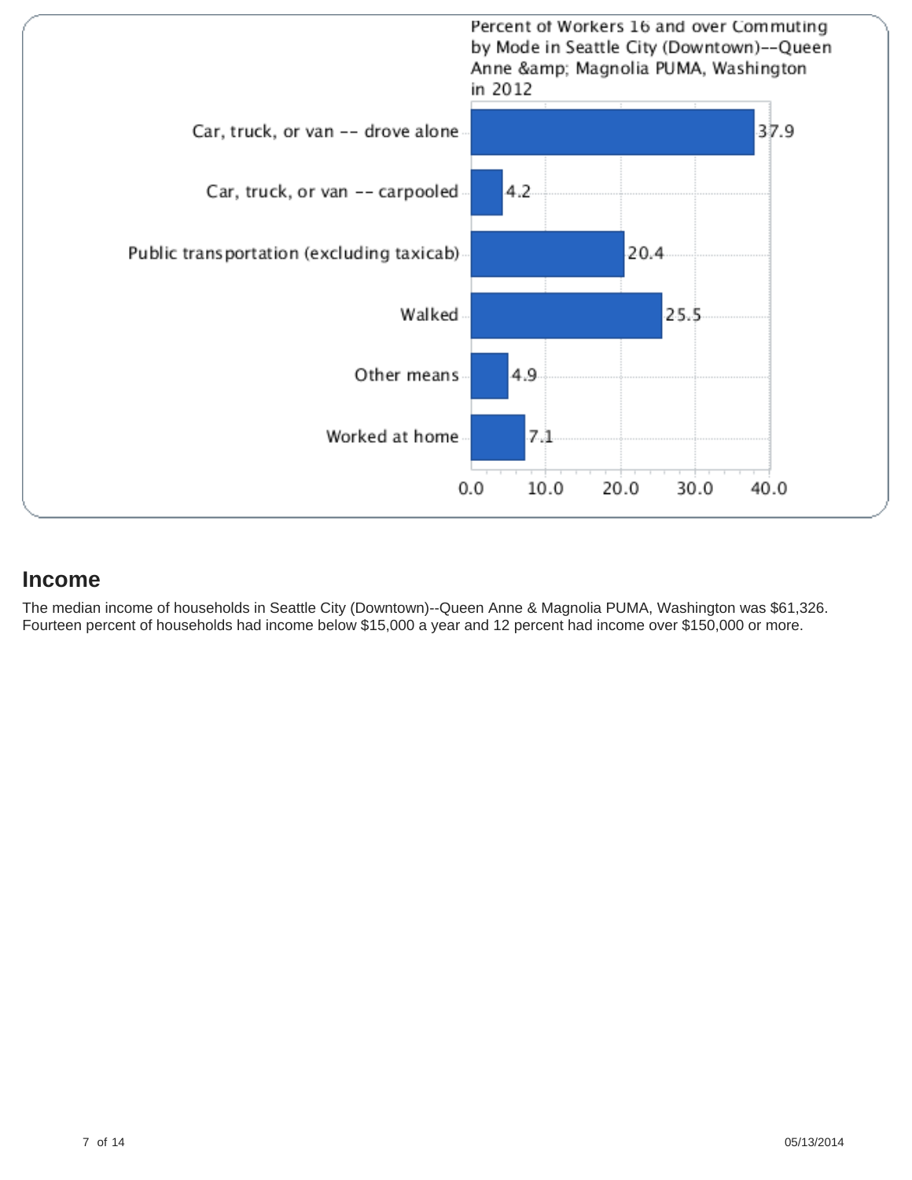Percent of Workers 16 and over Commuting by Mode in Seattle City (Downtown)--Queen Anne &amp; Magnolia PUMA, Washington in 2012

| Mode | Percent |
| --- | --- |
| Car, truck, or van -- drove alone | 37.9 |
| Car, truck, or van -- carpooled | 4.2 |
| Public transportation (excluding taxicab) | 20.4 |
| Walked | 25.5 |
| Other means | 4.9 |
| Worked at home | 7.1 |

## Income

The median income of households in Seattle City (Downtown)--Queen Anne & Magnolia PUMA, Washington was $61,326. Fourteen percent of households had income below $15,000 a year and 12 percent had income over $150,000 or more.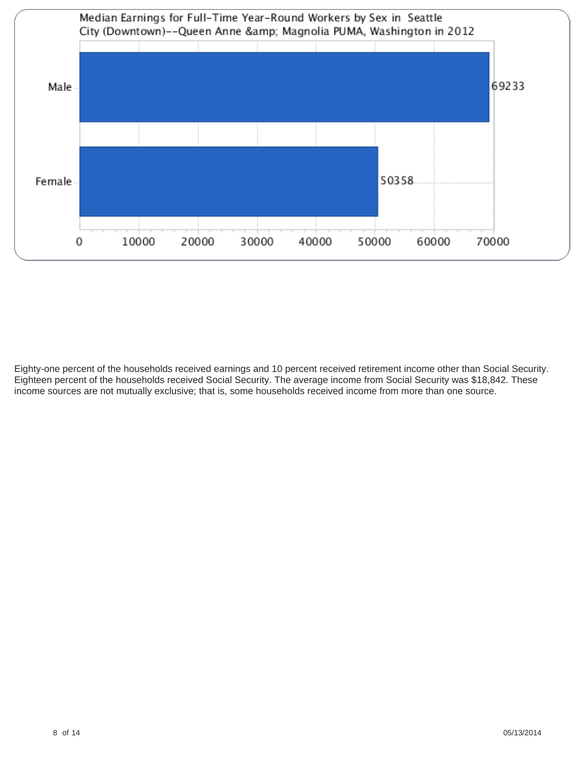Median Earnings for Full-Time Year-Round Workers by Sex in Seattle City (Downtown)--Queen Anne &amp; Magnolia PUMA, Washington in 2012

| Sex | Median Earnings |
| --- | --- |
| Male | 69233 |
| Female | 50358 |

Eighty-one percent of the households received earnings and 10 percent received retirement income other than Social Security. Eighteen percent of the households received Social Security. The average income from Social Security was $18,842. These income sources are not mutually exclusive; that is, some households received income from more than one source.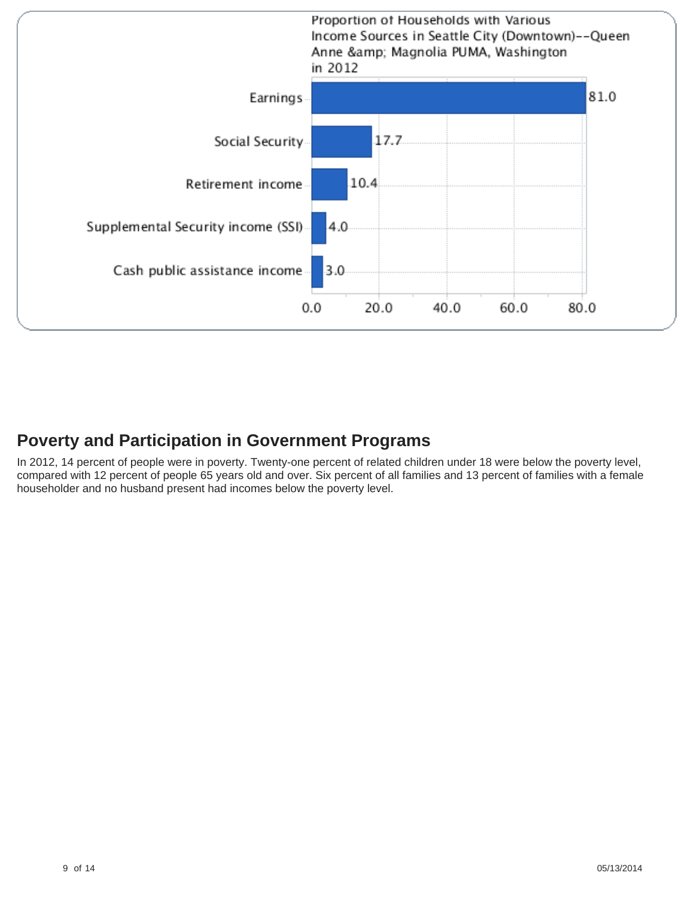Proportion of Households with Various Income Sources in Seattle City (Downtown)--Queen Anne &amp; Magnolia PUMA, Washington in 2012

| Income source | Percent |
| --- | --- |
| Earnings | 81.0 |
| Social Security | 17.7 |
| Retirement income | 10.4 |
| Supplemental Security income (SSI) | 4.0 |
| Cash public assistance income | 3.0 |

## Poverty and Participation in Government Programs

In 2012, 14 percent of people were in poverty. Twenty-one percent of related children under 18 were below the poverty level, compared with 12 percent of people 65 years old and over. Six percent of all families and 13 percent of families with a female householder and no husband present had incomes below the poverty level.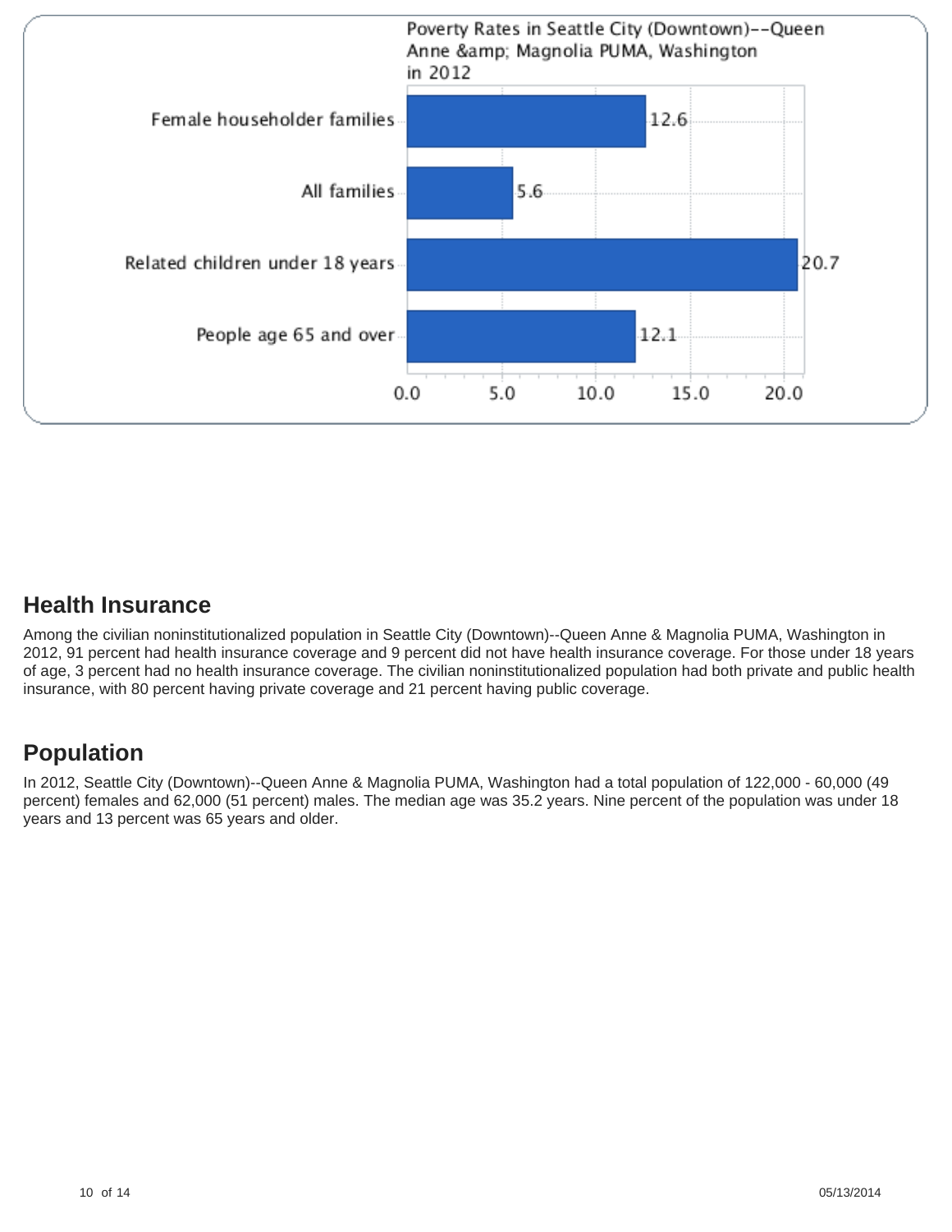Poverty Rates in Seattle City (Downtown)--Queen Anne &amp; Magnolia PUMA, Washington in 2012

| Category | Percent |
| --- | --- |
| Female householder families | 12.6 |
| All families | 5.6 |
| Related children under 18 years | 20.7 |
| People age 65 and over | 12.1 |

## Health Insurance

Among the civilian noninstitutionalized population in Seattle City (Downtown)--Queen Anne & Magnolia PUMA, Washington in 2012, 91 percent had health insurance coverage and 9 percent did not have health insurance coverage. For those under 18 years of age, 3 percent had no health insurance coverage. The civilian noninstitutionalized population had both private and public health insurance, with 80 percent having private coverage and 21 percent having public coverage.

## Population

In 2012, Seattle City (Downtown)--Queen Anne & Magnolia PUMA, Washington had a total population of 122,000 - 60,000 (49 percent) females and 62,000 (51 percent) males. The median age was 35.2 years. Nine percent of the population was under 18 years and 13 percent was 65 years and older.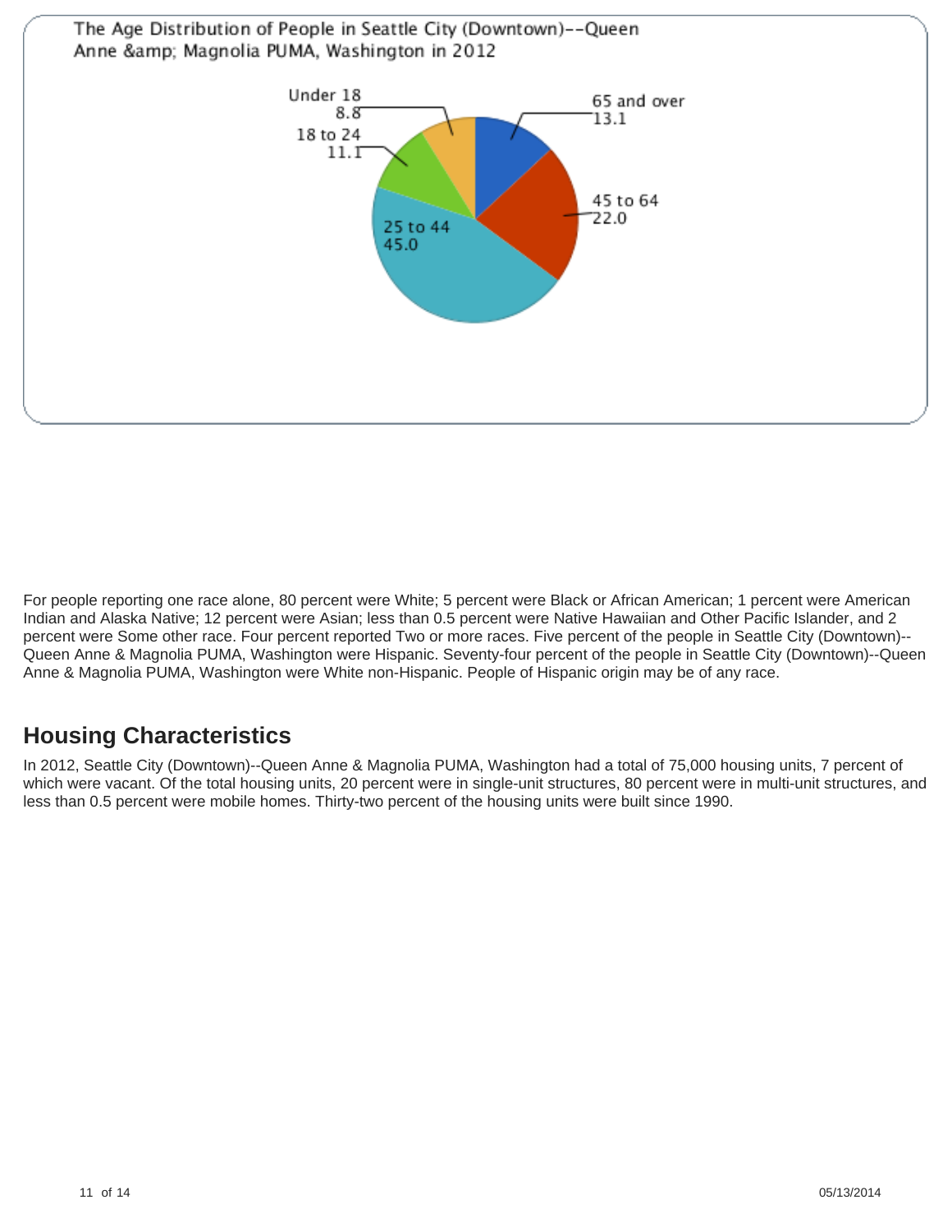The Age Distribution of People in Seattle City (Downtown)--Queen Anne &amp; Magnolia PUMA, Washington in 2012

| Age group | Percent |
| --- | --- |
| Under 18 | 8.8 |
| 18 to 24 | 11.1 |
| 25 to 44 | 45.0 |
| 45 to 64 | 22.0 |
| 65 and over | 13.1 |

For people reporting one race alone, 80 percent were White; 5 percent were Black or African American; 1 percent were American Indian and Alaska Native; 12 percent were Asian; less than 0.5 percent were Native Hawaiian and Other Pacific Islander, and 2 percent were Some other race. Four percent reported Two or more races. Five percent of the people in Seattle City (Downtown)--Queen Anne & Magnolia PUMA, Washington were Hispanic. Seventy-four percent of the people in Seattle City (Downtown)--Queen Anne & Magnolia PUMA, Washington were White non-Hispanic. People of Hispanic origin may be of any race.

## Housing Characteristics

In 2012, Seattle City (Downtown)--Queen Anne & Magnolia PUMA, Washington had a total of 75,000 housing units, 7 percent of which were vacant. Of the total housing units, 20 percent were in single-unit structures, 80 percent were in multi-unit structures, and less than 0.5 percent were mobile homes. Thirty-two percent of the housing units were built since 1990.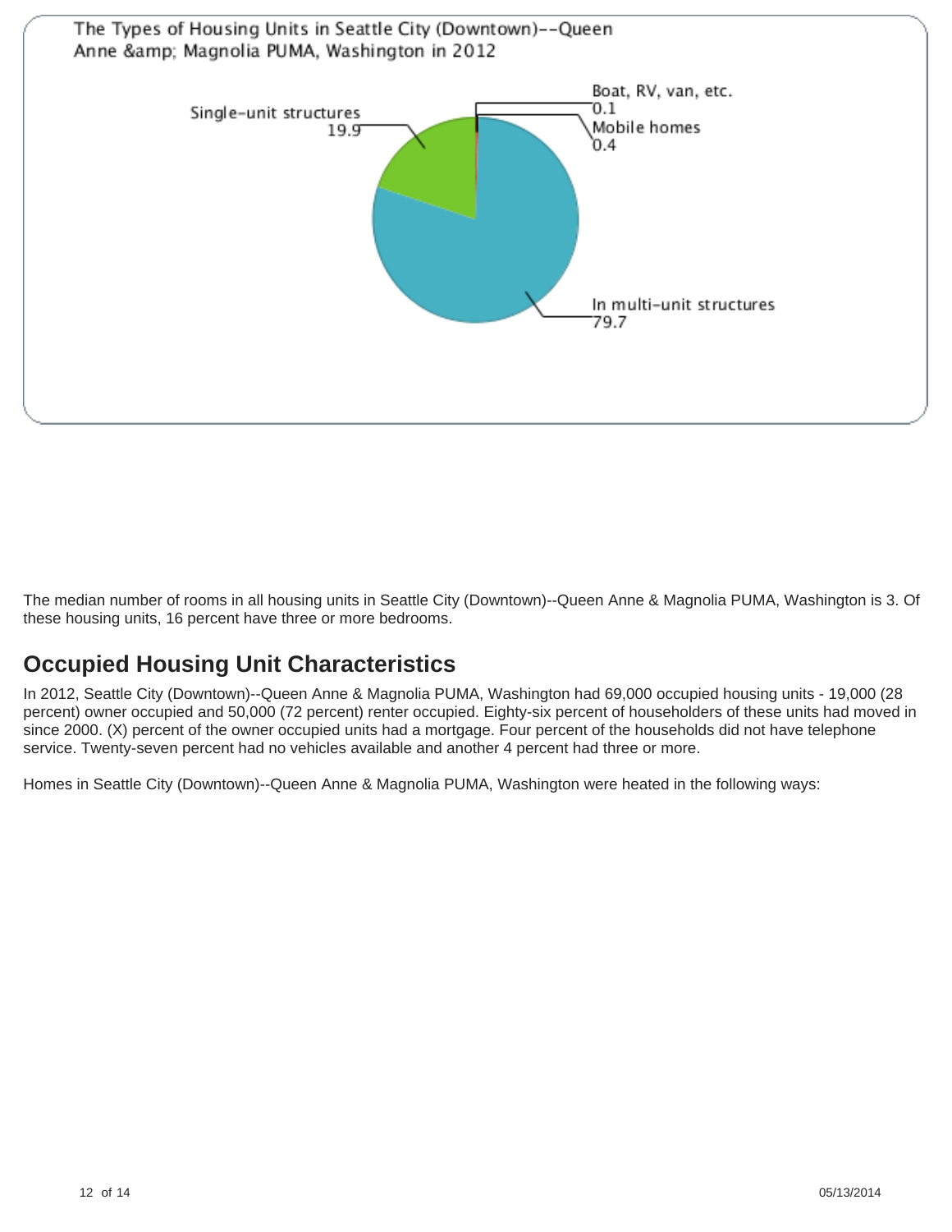The Types of Housing Units in Seattle City (Downtown)--Queen Anne &amp; Magnolia PUMA, Washington in 2012

| Type | Percent |
| --- | --- |
| Single-unit structures | 19.9 |
| Boat, RV, van, etc. | 0.1 |
| Mobile homes | 0.4 |
| In multi-unit structures | 79.7 |

The median number of rooms in all housing units in Seattle City (Downtown)--Queen Anne & Magnolia PUMA, Washington is 3. Of these housing units, 16 percent have three or more bedrooms.

## Occupied Housing Unit Characteristics

In 2012, Seattle City (Downtown)--Queen Anne & Magnolia PUMA, Washington had 69,000 occupied housing units - 19,000 (28 percent) owner occupied and 50,000 (72 percent) renter occupied. Eighty-six percent of householders of these units had moved in since 2000. (X) percent of the owner occupied units had a mortgage. Four percent of the households did not have telephone service. Twenty-seven percent had no vehicles available and another 4 percent had three or more.

Homes in Seattle City (Downtown)--Queen Anne & Magnolia PUMA, Washington were heated in the following ways: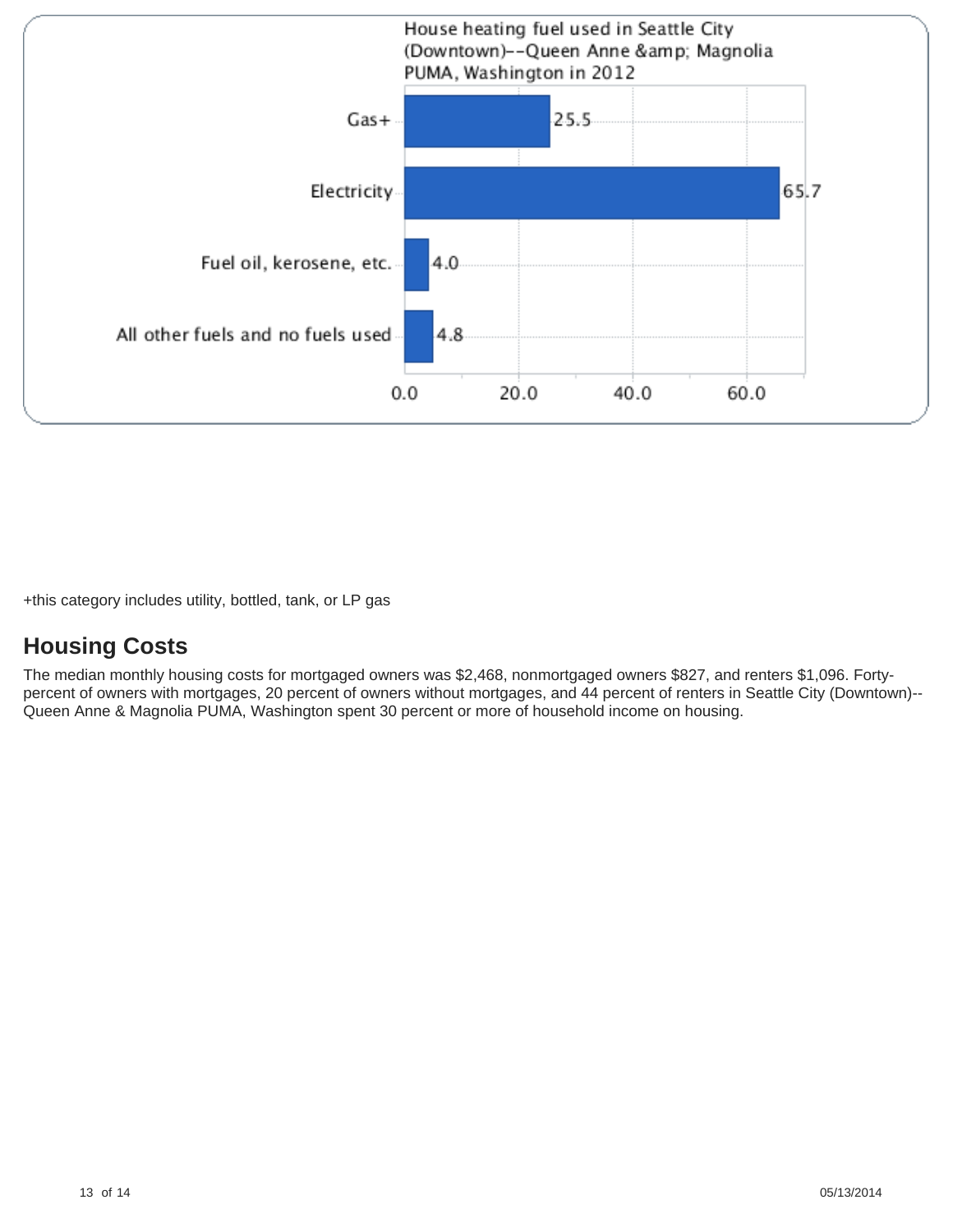House heating fuel used in Seattle City (Downtown)--Queen Anne &amp; Magnolia PUMA, Washington in 2012

| Fuel | Percent |
| --- | --- |
| Gas+ | 25.5 |
| Electricity | 65.7 |
| Fuel oil, kerosene, etc. | 4.0 |
| All other fuels and no fuels used | 4.8 |

+this category includes utility, bottled, tank, or LP gas

## Housing Costs

The median monthly housing costs for mortgaged owners was $2,468, nonmortgaged owners $827, and renters $1,096. Forty-percent of owners with mortgages, 20 percent of owners without mortgages, and 44 percent of renters in Seattle City (Downtown)--Queen Anne & Magnolia PUMA, Washington spent 30 percent or more of household income on housing.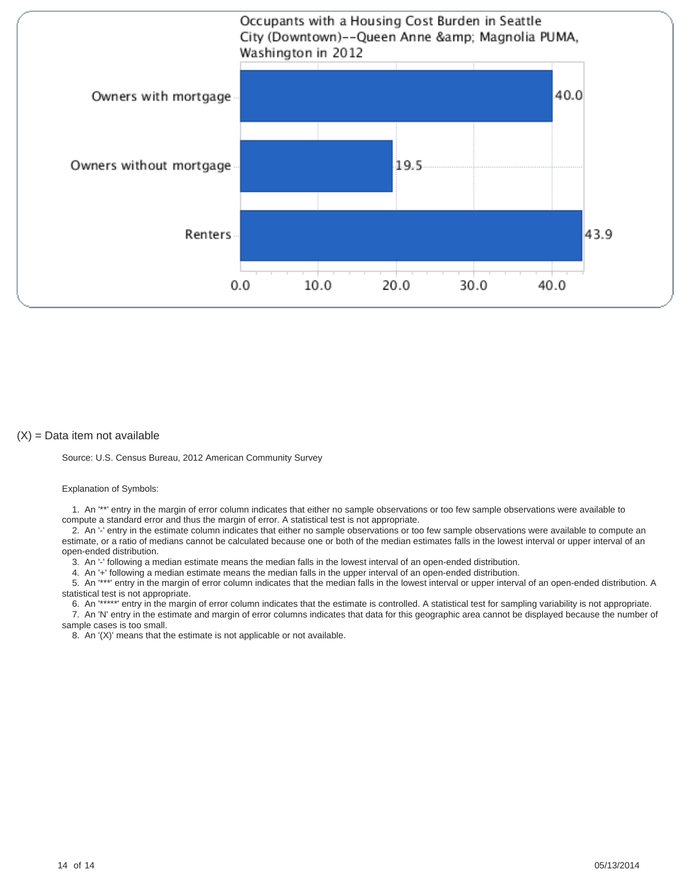Occupants with a Housing Cost Burden in Seattle City (Downtown)--Queen Anne &amp; Magnolia PUMA, Washington in 2012

Owners with mortgage
40.0

Owners without mortgage
19.5

Renters
43.9

0.0 10.0 20.0 30.0 40.0

(X) = Data item not available

Source: U.S. Census Bureau, 2012 American Community Survey

Explanation of Symbols:

1. An '**' entry in the margin of error column indicates that either no sample observations or too few sample observations were available to compute a standard error and thus the margin of error. A statistical test is not appropriate.
2. An '-' entry in the estimate column indicates that either no sample observations or too few sample observations were available to compute an estimate, or a ratio of medians cannot be calculated because one or both of the median estimates falls in the lowest interval or upper interval of an open-ended distribution.
3. An '-' following a median estimate means the median falls in the lowest interval of an open-ended distribution.
4. An '+' following a median estimate means the median falls in the upper interval of an open-ended distribution.
5. An '***' entry in the margin of error column indicates that the median falls in the lowest interval or upper interval of an open-ended distribution. A statistical test is not appropriate.
6. An '*****' entry in the margin of error column indicates that the estimate is controlled. A statistical test for sampling variability is not appropriate.
7. An 'N' entry in the estimate and margin of error columns indicates that data for this geographic area cannot be displayed because the number of sample cases is too small.
8. An '(X)' means that the estimate is not applicable or not available.

05/13/2014